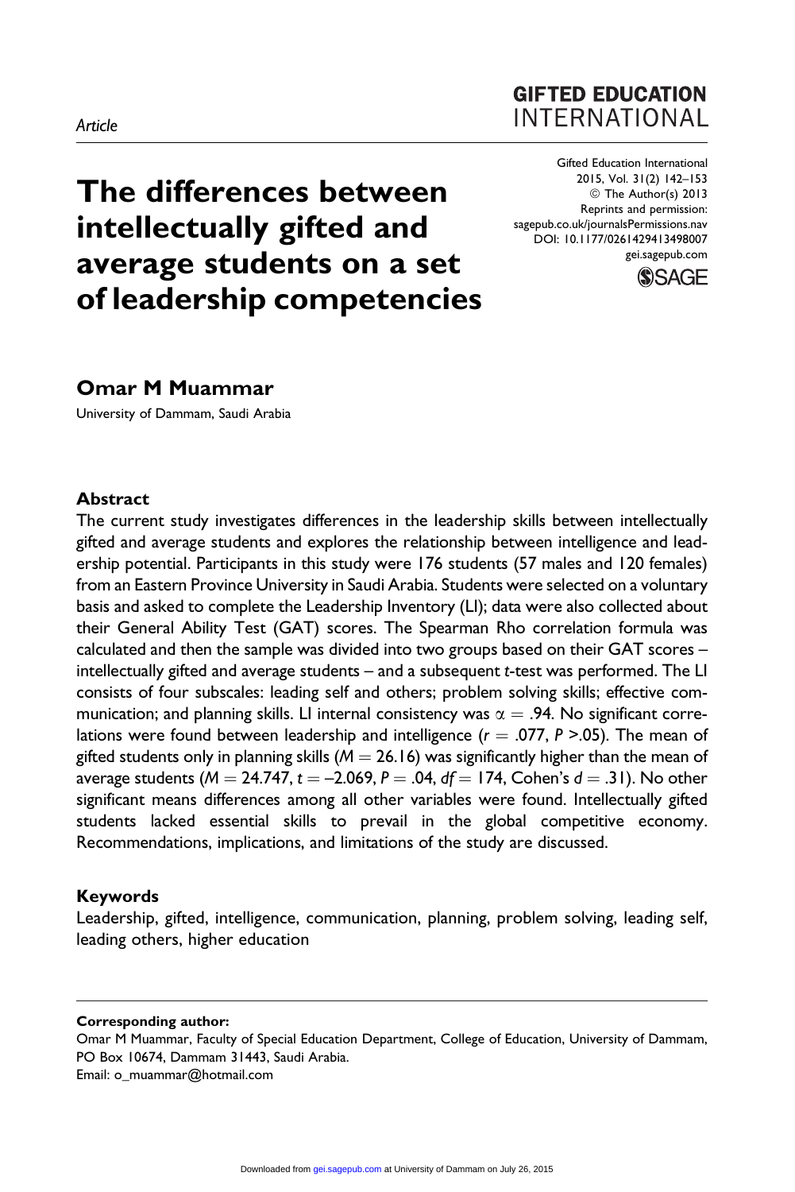Article

# The differences between intellectually gifted and average students on a set of leadership competencies

**Omar M Muammar**

University of Dammam, Saudi Arabia

## Abstract

The current study investigates differences in the leadership skills between intellectually gifted and average students and explores the relationship between intelligence and leadership potential. Participants in this study were 176 students (57 males and 120 females) from an Eastern Province University in Saudi Arabia. Students were selected on a voluntary basis and asked to complete the Leadership Inventory (LI); data were also collected about their General Ability Test (GAT) scores. The Spearman Rho correlation formula was calculated and then the sample was divided into two groups based on their GAT scores – intellectually gifted and average students – and a subsequent *t*-test was performed. The LI consists of four subscales: leading self and others; problem solving skills; effective communication; and planning skills. LI internal consistency was $\alpha = .94$. No significant correlations were found between leadership and intelligence ($r = .077$, $P > .05$). The mean of gifted students only in planning skills ($M = 26.16$) was significantly higher than the mean of average students ($M = 24.747$, $t = -2.069$, $P = .04$, $df = 174$, Cohen's $d = .31$). No other significant means differences among all other variables were found. Intellectually gifted students lacked essential skills to prevail in the global competitive economy. Recommendations, implications, and limitations of the study are discussed.

## Keywords

Leadership, gifted, intelligence, communication, planning, problem solving, leading self, leading others, higher education

---

**Corresponding author:**
Omar M Muammar, Faculty of Special Education Department, College of Education, University of Dammam, PO Box 10674, Dammam 31443, Saudi Arabia.
Email: o_muammar@hotmail.com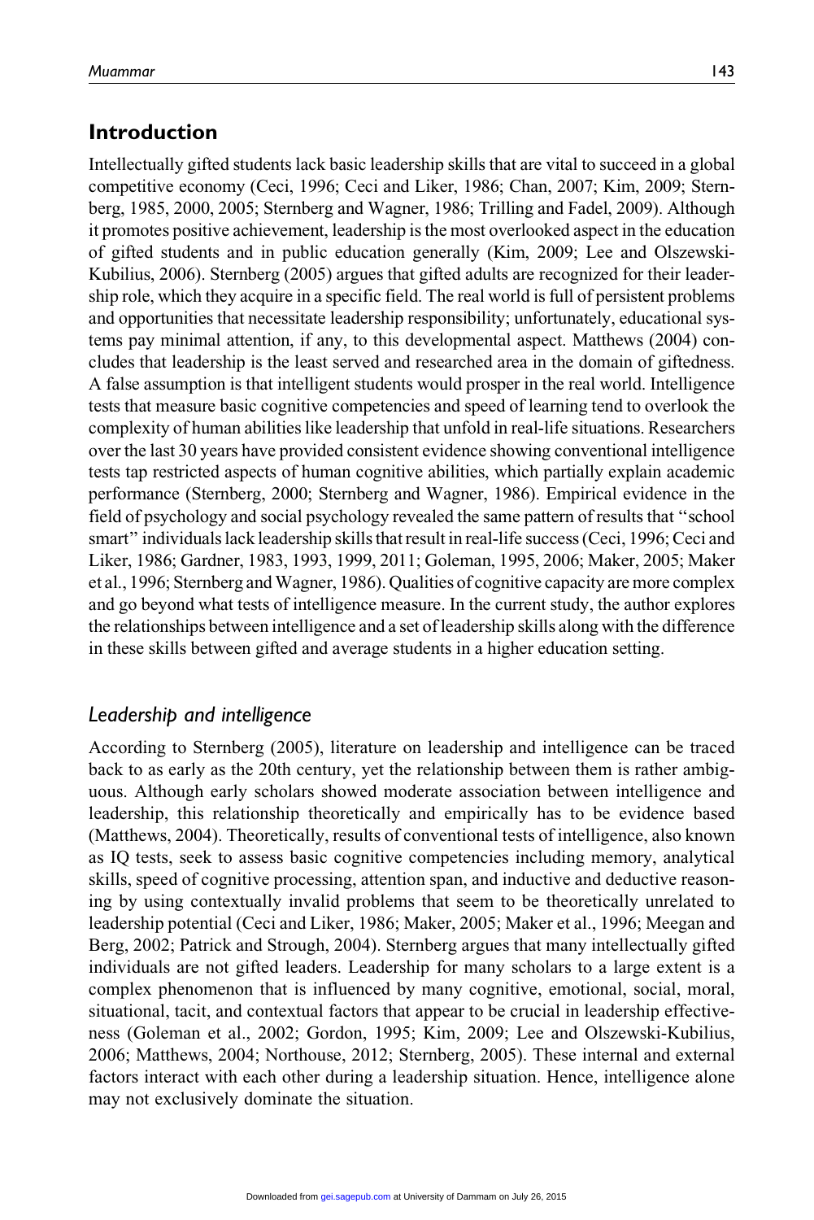## Introduction

Intellectually gifted students lack basic leadership skills that are vital to succeed in a global competitive economy (Ceci, 1996; Ceci and Liker, 1986; Chan, 2007; Kim, 2009; Sternberg, 1985, 2000, 2005; Sternberg and Wagner, 1986; Trilling and Fadel, 2009). Although it promotes positive achievement, leadership is the most overlooked aspect in the education of gifted students and in public education generally (Kim, 2009; Lee and Olszewski-Kubilius, 2006). Sternberg (2005) argues that gifted adults are recognized for their leadership role, which they acquire in a specific field. The real world is full of persistent problems and opportunities that necessitate leadership responsibility; unfortunately, educational systems pay minimal attention, if any, to this developmental aspect. Matthews (2004) concludes that leadership is the least served and researched area in the domain of giftedness. A false assumption is that intelligent students would prosper in the real world. Intelligence tests that measure basic cognitive competencies and speed of learning tend to overlook the complexity of human abilities like leadership that unfold in real-life situations. Researchers over the last 30 years have provided consistent evidence showing conventional intelligence tests tap restricted aspects of human cognitive abilities, which partially explain academic performance (Sternberg, 2000; Sternberg and Wagner, 1986). Empirical evidence in the field of psychology and social psychology revealed the same pattern of results that ''school smart'' individuals lack leadership skills that result in real-life success (Ceci, 1996; Ceci and Liker, 1986; Gardner, 1983, 1993, 1999, 2011; Goleman, 1995, 2006; Maker, 2005; Maker et al., 1996; Sternberg and Wagner, 1986). Qualities of cognitive capacity are more complex and go beyond what tests of intelligence measure. In the current study, the author explores the relationships between intelligence and a set of leadership skills along with the difference in these skills between gifted and average students in a higher education setting.

### *Leadership and intelligence*

According to Sternberg (2005), literature on leadership and intelligence can be traced back to as early as the 20th century, yet the relationship between them is rather ambiguous. Although early scholars showed moderate association between intelligence and leadership, this relationship theoretically and empirically has to be evidence based (Matthews, 2004). Theoretically, results of conventional tests of intelligence, also known as IQ tests, seek to assess basic cognitive competencies including memory, analytical skills, speed of cognitive processing, attention span, and inductive and deductive reasoning by using contextually invalid problems that seem to be theoretically unrelated to leadership potential (Ceci and Liker, 1986; Maker, 2005; Maker et al., 1996; Meegan and Berg, 2002; Patrick and Strough, 2004). Sternberg argues that many intellectually gifted individuals are not gifted leaders. Leadership for many scholars to a large extent is a complex phenomenon that is influenced by many cognitive, emotional, social, moral, situational, tacit, and contextual factors that appear to be crucial in leadership effectiveness (Goleman et al., 2002; Gordon, 1995; Kim, 2009; Lee and Olszewski-Kubilius, 2006; Matthews, 2004; Northouse, 2012; Sternberg, 2005). These internal and external factors interact with each other during a leadership situation. Hence, intelligence alone may not exclusively dominate the situation.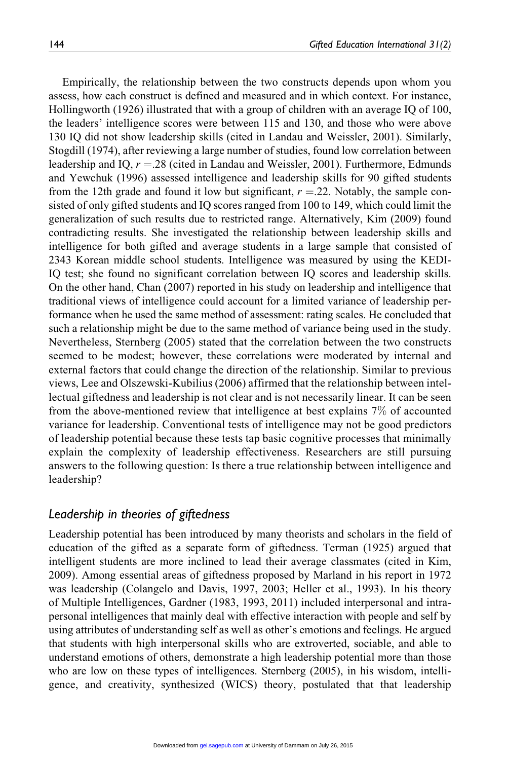Empirically, the relationship between the two constructs depends upon whom you assess, how each construct is defined and measured and in which context. For instance, Hollingworth (1926) illustrated that with a group of children with an average IQ of 100, the leaders' intelligence scores were between 115 and 130, and those who were above 130 IQ did not show leadership skills (cited in Landau and Weissler, 2001). Similarly, Stogdill (1974), after reviewing a large number of studies, found low correlation between leadership and IQ, $r = .28$ (cited in Landau and Weissler, 2001). Furthermore, Edmunds and Yewchuk (1996) assessed intelligence and leadership skills for 90 gifted students from the 12th grade and found it low but significant, $r = .22$. Notably, the sample consisted of only gifted students and IQ scores ranged from 100 to 149, which could limit the generalization of such results due to restricted range. Alternatively, Kim (2009) found contradicting results. She investigated the relationship between leadership skills and intelligence for both gifted and average students in a large sample that consisted of 2343 Korean middle school students. Intelligence was measured by using the KEDI-IQ test; she found no significant correlation between IQ scores and leadership skills. On the other hand, Chan (2007) reported in his study on leadership and intelligence that traditional views of intelligence could account for a limited variance of leadership performance when he used the same method of assessment: rating scales. He concluded that such a relationship might be due to the same method of variance being used in the study. Nevertheless, Sternberg (2005) stated that the correlation between the two constructs seemed to be modest; however, these correlations were moderated by internal and external factors that could change the direction of the relationship. Similar to previous views, Lee and Olszewski-Kubilius (2006) affirmed that the relationship between intellectual giftedness and leadership is not clear and is not necessarily linear. It can be seen from the above-mentioned review that intelligence at best explains 7% of accounted variance for leadership. Conventional tests of intelligence may not be good predictors of leadership potential because these tests tap basic cognitive processes that minimally explain the complexity of leadership effectiveness. Researchers are still pursuing answers to the following question: Is there a true relationship between intelligence and leadership?

## *Leadership in theories of giftedness*

Leadership potential has been introduced by many theorists and scholars in the field of education of the gifted as a separate form of giftedness. Terman (1925) argued that intelligent students are more inclined to lead their average classmates (cited in Kim, 2009). Among essential areas of giftedness proposed by Marland in his report in 1972 was leadership (Colangelo and Davis, 1997, 2003; Heller et al., 1993). In his theory of Multiple Intelligences, Gardner (1983, 1993, 2011) included interpersonal and intrapersonal intelligences that mainly deal with effective interaction with people and self by using attributes of understanding self as well as other's emotions and feelings. He argued that students with high interpersonal skills who are extroverted, sociable, and able to understand emotions of others, demonstrate a high leadership potential more than those who are low on these types of intelligences. Sternberg (2005), in his wisdom, intelligence, and creativity, synthesized (WICS) theory, postulated that that leadership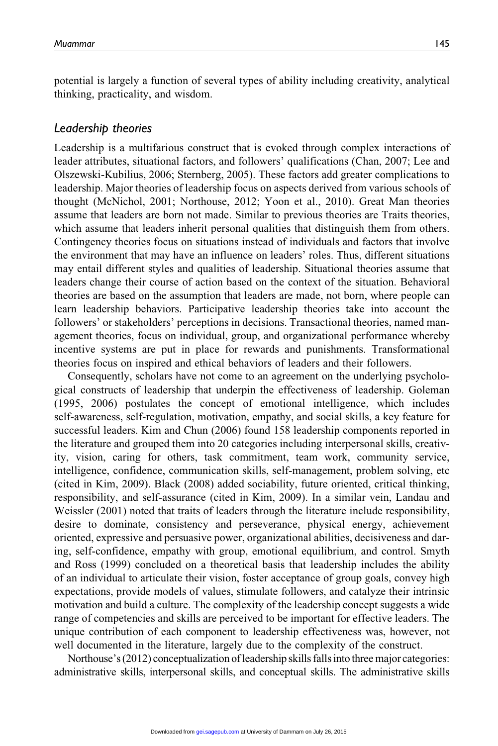potential is largely a function of several types of ability including creativity, analytical thinking, practicality, and wisdom.

### *Leadership theories*

Leadership is a multifarious construct that is evoked through complex interactions of leader attributes, situational factors, and followers' qualifications (Chan, 2007; Lee and Olszewski-Kubilius, 2006; Sternberg, 2005). These factors add greater complications to leadership. Major theories of leadership focus on aspects derived from various schools of thought (McNichol, 2001; Northouse, 2012; Yoon et al., 2010). Great Man theories assume that leaders are born not made. Similar to previous theories are Traits theories, which assume that leaders inherit personal qualities that distinguish them from others. Contingency theories focus on situations instead of individuals and factors that involve the environment that may have an influence on leaders' roles. Thus, different situations may entail different styles and qualities of leadership. Situational theories assume that leaders change their course of action based on the context of the situation. Behavioral theories are based on the assumption that leaders are made, not born, where people can learn leadership behaviors. Participative leadership theories take into account the followers' or stakeholders' perceptions in decisions. Transactional theories, named management theories, focus on individual, group, and organizational performance whereby incentive systems are put in place for rewards and punishments. Transformational theories focus on inspired and ethical behaviors of leaders and their followers.

Consequently, scholars have not come to an agreement on the underlying psychological constructs of leadership that underpin the effectiveness of leadership. Goleman (1995, 2006) postulates the concept of emotional intelligence, which includes self-awareness, self-regulation, motivation, empathy, and social skills, a key feature for successful leaders. Kim and Chun (2006) found 158 leadership components reported in the literature and grouped them into 20 categories including interpersonal skills, creativity, vision, caring for others, task commitment, team work, community service, intelligence, confidence, communication skills, self-management, problem solving, etc (cited in Kim, 2009). Black (2008) added sociability, future oriented, critical thinking, responsibility, and self-assurance (cited in Kim, 2009). In a similar vein, Landau and Weissler (2001) noted that traits of leaders through the literature include responsibility, desire to dominate, consistency and perseverance, physical energy, achievement oriented, expressive and persuasive power, organizational abilities, decisiveness and daring, self-confidence, empathy with group, emotional equilibrium, and control. Smyth and Ross (1999) concluded on a theoretical basis that leadership includes the ability of an individual to articulate their vision, foster acceptance of group goals, convey high expectations, provide models of values, stimulate followers, and catalyze their intrinsic motivation and build a culture. The complexity of the leadership concept suggests a wide range of competencies and skills are perceived to be important for effective leaders. The unique contribution of each component to leadership effectiveness was, however, not well documented in the literature, largely due to the complexity of the construct.

Northouse's (2012) conceptualization of leadership skills falls into three major categories: administrative skills, interpersonal skills, and conceptual skills. The administrative skills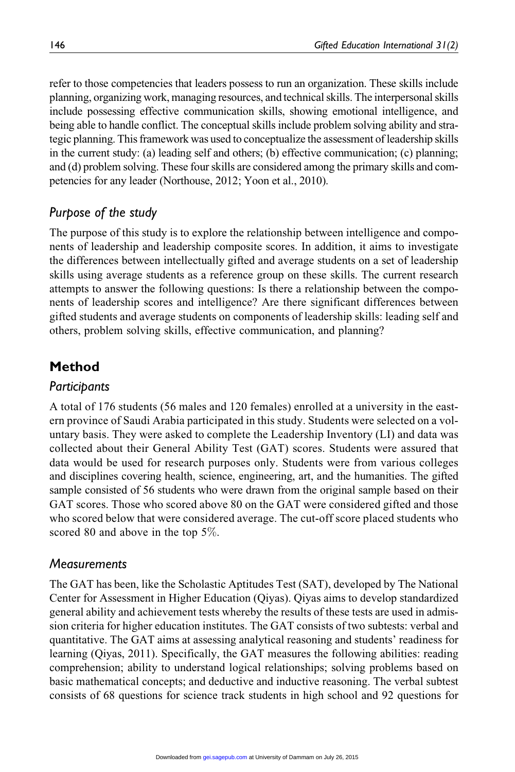refer to those competencies that leaders possess to run an organization. These skills include planning, organizing work, managing resources, and technical skills. The interpersonal skills include possessing effective communication skills, showing emotional intelligence, and being able to handle conflict. The conceptual skills include problem solving ability and strategic planning. This framework was used to conceptualize the assessment of leadership skills in the current study: (a) leading self and others; (b) effective communication; (c) planning; and (d) problem solving. These four skills are considered among the primary skills and competencies for any leader (Northouse, 2012; Yoon et al., 2010).

### *Purpose of the study*

The purpose of this study is to explore the relationship between intelligence and components of leadership and leadership composite scores. In addition, it aims to investigate the differences between intellectually gifted and average students on a set of leadership skills using average students as a reference group on these skills. The current research attempts to answer the following questions: Is there a relationship between the components of leadership scores and intelligence? Are there significant differences between gifted students and average students on components of leadership skills: leading self and others, problem solving skills, effective communication, and planning?

## Method

### *Participants*

A total of 176 students (56 males and 120 females) enrolled at a university in the eastern province of Saudi Arabia participated in this study. Students were selected on a voluntary basis. They were asked to complete the Leadership Inventory (LI) and data was collected about their General Ability Test (GAT) scores. Students were assured that data would be used for research purposes only. Students were from various colleges and disciplines covering health, science, engineering, art, and the humanities. The gifted sample consisted of 56 students who were drawn from the original sample based on their GAT scores. Those who scored above 80 on the GAT were considered gifted and those who scored below that were considered average. The cut-off score placed students who scored 80 and above in the top 5%.

### *Measurements*

The GAT has been, like the Scholastic Aptitudes Test (SAT), developed by The National Center for Assessment in Higher Education (Qiyas). Qiyas aims to develop standardized general ability and achievement tests whereby the results of these tests are used in admission criteria for higher education institutes. The GAT consists of two subtests: verbal and quantitative. The GAT aims at assessing analytical reasoning and students' readiness for learning (Qiyas, 2011). Specifically, the GAT measures the following abilities: reading comprehension; ability to understand logical relationships; solving problems based on basic mathematical concepts; and deductive and inductive reasoning. The verbal subtest consists of 68 questions for science track students in high school and 92 questions for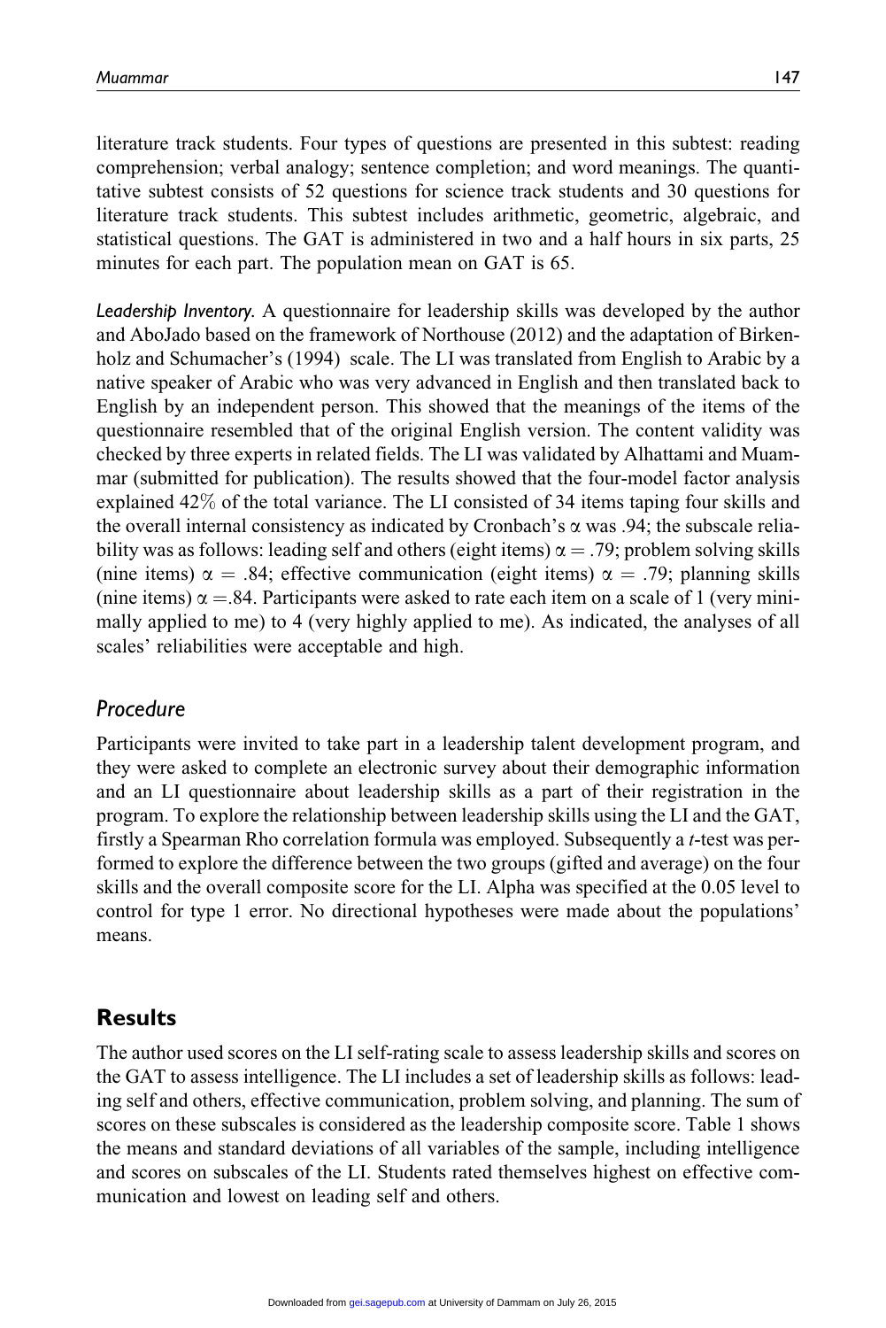literature track students. Four types of questions are presented in this subtest: reading comprehension; verbal analogy; sentence completion; and word meanings. The quantitative subtest consists of 52 questions for science track students and 30 questions for literature track students. This subtest includes arithmetic, geometric, algebraic, and statistical questions. The GAT is administered in two and a half hours in six parts, 25 minutes for each part. The population mean on GAT is 65.

*Leadership Inventory.* A questionnaire for leadership skills was developed by the author and AboJado based on the framework of Northouse (2012) and the adaptation of Birkenholz and Schumacher's (1994) scale. The LI was translated from English to Arabic by a native speaker of Arabic who was very advanced in English and then translated back to English by an independent person. This showed that the meanings of the items of the questionnaire resembled that of the original English version. The content validity was checked by three experts in related fields. The LI was validated by Alhattami and Muammar (submitted for publication). The results showed that the four-model factor analysis explained 42% of the total variance. The LI consisted of 34 items taping four skills and the overall internal consistency as indicated by Cronbach's $\alpha$ was .94; the subscale reliability was as follows: leading self and others (eight items) $\alpha = .79$; problem solving skills (nine items) $\alpha = .84$; effective communication (eight items) $\alpha = .79$; planning skills (nine items) $\alpha = .84$. Participants were asked to rate each item on a scale of 1 (very minimally applied to me) to 4 (very highly applied to me). As indicated, the analyses of all scales' reliabilities were acceptable and high.

### Procedure

Participants were invited to take part in a leadership talent development program, and they were asked to complete an electronic survey about their demographic information and an LI questionnaire about leadership skills as a part of their registration in the program. To explore the relationship between leadership skills using the LI and the GAT, firstly a Spearman Rho correlation formula was employed. Subsequently a *t*-test was performed to explore the difference between the two groups (gifted and average) on the four skills and the overall composite score for the LI. Alpha was specified at the 0.05 level to control for type 1 error. No directional hypotheses were made about the populations' means.

## Results

The author used scores on the LI self-rating scale to assess leadership skills and scores on the GAT to assess intelligence. The LI includes a set of leadership skills as follows: leading self and others, effective communication, problem solving, and planning. The sum of scores on these subscales is considered as the leadership composite score. Table 1 shows the means and standard deviations of all variables of the sample, including intelligence and scores on subscales of the LI. Students rated themselves highest on effective communication and lowest on leading self and others.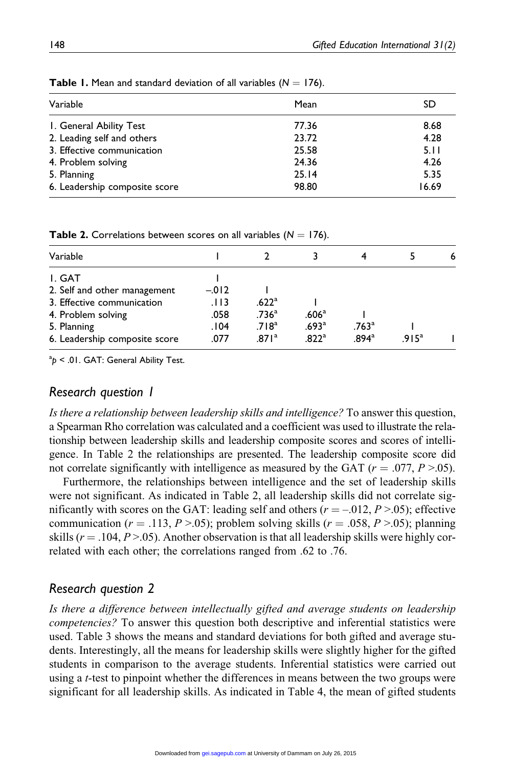**Table 1.** Mean and standard deviation of all variables ($N = 176$).

| Variable | Mean | SD |
|---|---|---|
| 1. General Ability Test | 77.36 | 8.68 |
| 2. Leading self and others | 23.72 | 4.28 |
| 3. Effective communication | 25.58 | 5.11 |
| 4. Problem solving | 24.36 | 4.26 |
| 5. Planning | 25.14 | 5.35 |
| 6. Leadership composite score | 98.80 | 16.69 |

**Table 2.** Correlations between scores on all variables ($N = 176$).

| Variable | 1 | 2 | 3 | 4 | 5 | 6 |
|---|---|---|---|---|---|---|
| 1. GAT | 1 | | | | | |
| 2. Self and other management | –.012 | 1 | | | | |
| 3. Effective communication | .113 | .622[a] | 1 | | | |
| 4. Problem solving | .058 | .736[a] | .606[a] | 1 | | |
| 5. Planning | .104 | .718[a] | .693[a] | .763[a] | 1 | |
| 6. Leadership composite score | .077 | .871[a] | .822[a] | .894[a] | .915[a] | 1 |

[a]$p < .01$. GAT: General Ability Test.

## Research question 1

*Is there a relationship between leadership skills and intelligence?* To answer this question, a Spearman Rho correlation was calculated and a coefficient was used to illustrate the relationship between leadership skills and leadership composite scores and scores of intelligence. In Table 2 the relationships are presented. The leadership composite score did not correlate significantly with intelligence as measured by the GAT ($r = .077$, $P > .05$).

Furthermore, the relationships between intelligence and the set of leadership skills were not significant. As indicated in Table 2, all leadership skills did not correlate significantly with scores on the GAT: leading self and others ($r = -.012$, $P > .05$); effective communication ($r = .113$, $P > .05$); problem solving skills ($r = .058$, $P > .05$); planning skills ($r = .104$, $P > .05$). Another observation is that all leadership skills were highly correlated with each other; the correlations ranged from .62 to .76.

## Research question 2

*Is there a difference between intellectually gifted and average students on leadership competencies?* To answer this question both descriptive and inferential statistics were used. Table 3 shows the means and standard deviations for both gifted and average students. Interestingly, all the means for leadership skills were slightly higher for the gifted students in comparison to the average students. Inferential statistics were carried out using a *t*-test to pinpoint whether the differences in means between the two groups were significant for all leadership skills. As indicated in Table 4, the mean of gifted students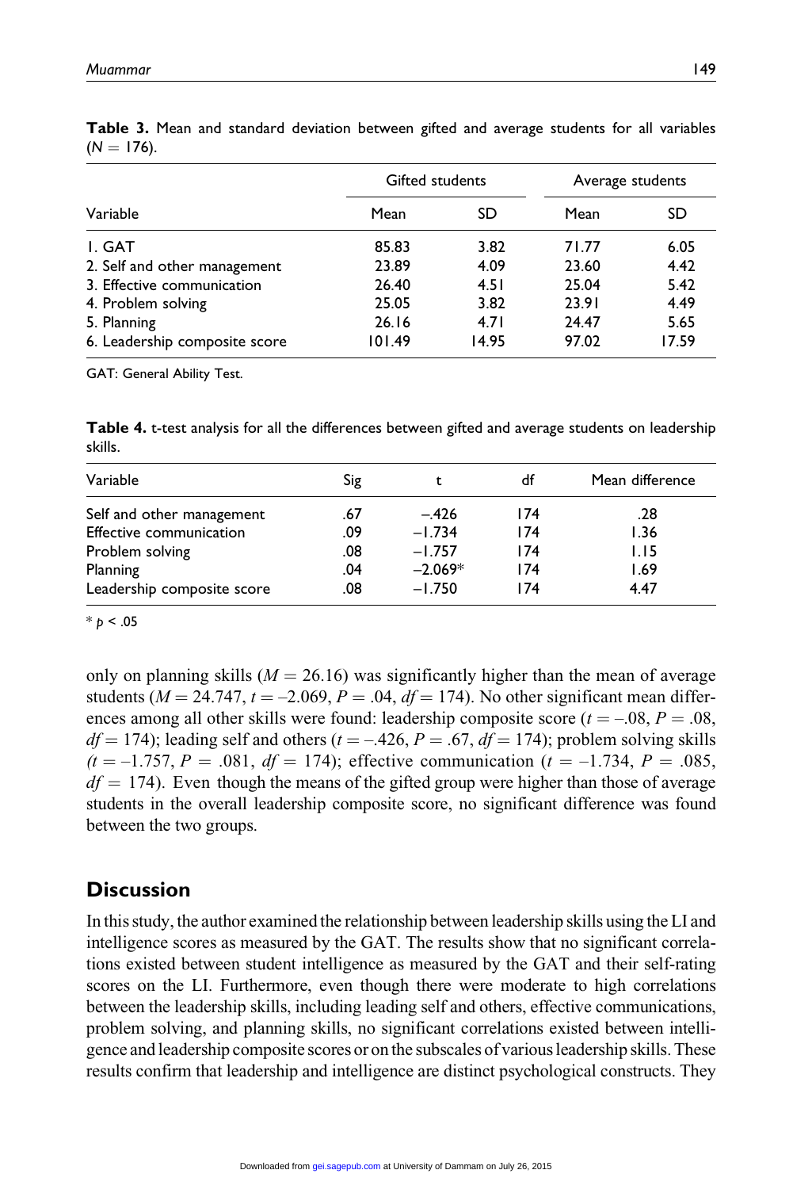**Table 3.** Mean and standard deviation between gifted and average students for all variables ($N = 176$).

| Variable | Gifted students | | Average students | |
|---|---|---|---|---|
| | Mean | SD | Mean | SD |
| 1. GAT | 85.83 | 3.82 | 71.77 | 6.05 |
| 2. Self and other management | 23.89 | 4.09 | 23.60 | 4.42 |
| 3. Effective communication | 26.40 | 4.51 | 25.04 | 5.42 |
| 4. Problem solving | 25.05 | 3.82 | 23.91 | 4.49 |
| 5. Planning | 26.16 | 4.71 | 24.47 | 5.65 |
| 6. Leadership composite score | 101.49 | 14.95 | 97.02 | 17.59 |

GAT: General Ability Test.

**Table 4.** t-test analysis for all the differences between gifted and average students on leadership skills.

| Variable | Sig | t | df | Mean difference |
|---|---|---|---|---|
| Self and other management | .67 | −.426 | 174 | .28 |
| Effective communication | .09 | −1.734 | 174 | 1.36 |
| Problem solving | .08 | −1.757 | 174 | 1.15 |
| Planning | .04 | −2.069* | 174 | 1.69 |
| Leadership composite score | .08 | −1.750 | 174 | 4.47 |

* $p < .05$

only on planning skills ($M = 26.16$) was significantly higher than the mean of average students ($M = 24.747$, $t = –2.069$, $P = .04$, $df = 174$). No other significant mean differences among all other skills were found: leadership composite score ($t = –.08$, $P = .08$, $df = 174$); leading self and others ($t = –.426$, $P = .67$, $df = 174$); problem solving skills ($t = –1.757$, $P = .081$, $df = 174$); effective communication ($t = –1.734$, $P = .085$, $df = 174$). Even though the means of the gifted group were higher than those of average students in the overall leadership composite score, no significant difference was found between the two groups.

## Discussion

In this study, the author examined the relationship between leadership skills using the LI and intelligence scores as measured by the GAT. The results show that no significant correlations existed between student intelligence as measured by the GAT and their self-rating scores on the LI. Furthermore, even though there were moderate to high correlations between the leadership skills, including leading self and others, effective communications, problem solving, and planning skills, no significant correlations existed between intelligence and leadership composite scores or on the subscales of various leadership skills. These results confirm that leadership and intelligence are distinct psychological constructs. They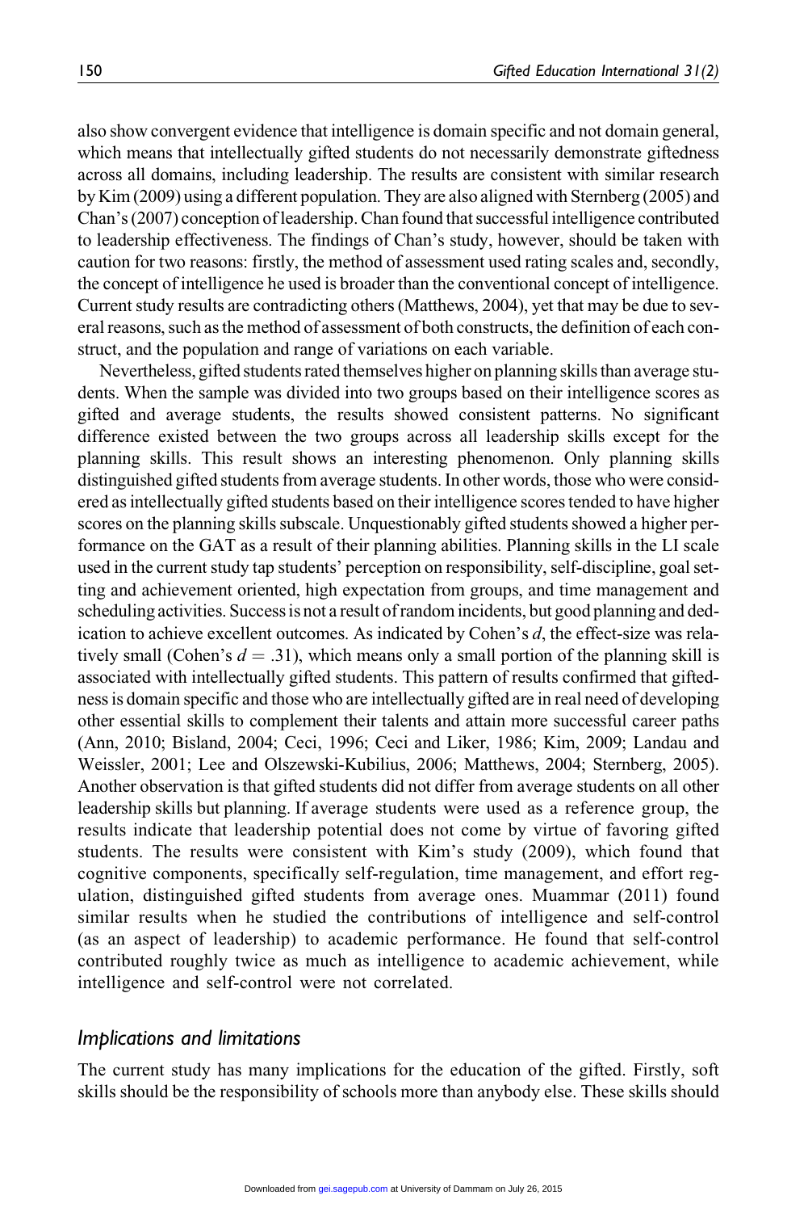also show convergent evidence that intelligence is domain specific and not domain general, which means that intellectually gifted students do not necessarily demonstrate giftedness across all domains, including leadership. The results are consistent with similar research by Kim (2009) using a different population. They are also aligned with Sternberg (2005) and Chan's (2007) conception of leadership. Chan found that successful intelligence contributed to leadership effectiveness. The findings of Chan's study, however, should be taken with caution for two reasons: firstly, the method of assessment used rating scales and, secondly, the concept of intelligence he used is broader than the conventional concept of intelligence. Current study results are contradicting others (Matthews, 2004), yet that may be due to several reasons, such as the method of assessment of both constructs, the definition of each construct, and the population and range of variations on each variable.

Nevertheless, gifted students rated themselves higher on planning skills than average students. When the sample was divided into two groups based on their intelligence scores as gifted and average students, the results showed consistent patterns. No significant difference existed between the two groups across all leadership skills except for the planning skills. This result shows an interesting phenomenon. Only planning skills distinguished gifted students from average students. In other words, those who were considered as intellectually gifted students based on their intelligence scores tended to have higher scores on the planning skills subscale. Unquestionably gifted students showed a higher performance on the GAT as a result of their planning abilities. Planning skills in the LI scale used in the current study tap students' perception on responsibility, self-discipline, goal setting and achievement oriented, high expectation from groups, and time management and scheduling activities. Success is not a result of random incidents, but good planning and dedication to achieve excellent outcomes. As indicated by Cohen's $d$, the effect-size was relatively small (Cohen's $d = .31$), which means only a small portion of the planning skill is associated with intellectually gifted students. This pattern of results confirmed that giftedness is domain specific and those who are intellectually gifted are in real need of developing other essential skills to complement their talents and attain more successful career paths (Ann, 2010; Bisland, 2004; Ceci, 1996; Ceci and Liker, 1986; Kim, 2009; Landau and Weissler, 2001; Lee and Olszewski-Kubilius, 2006; Matthews, 2004; Sternberg, 2005). Another observation is that gifted students did not differ from average students on all other leadership skills but planning. If average students were used as a reference group, the results indicate that leadership potential does not come by virtue of favoring gifted students. The results were consistent with Kim's study (2009), which found that cognitive components, specifically self-regulation, time management, and effort regulation, distinguished gifted students from average ones. Muammar (2011) found similar results when he studied the contributions of intelligence and self-control (as an aspect of leadership) to academic performance. He found that self-control contributed roughly twice as much as intelligence to academic achievement, while intelligence and self-control were not correlated.

## *Implications and limitations*

The current study has many implications for the education of the gifted. Firstly, soft skills should be the responsibility of schools more than anybody else. These skills should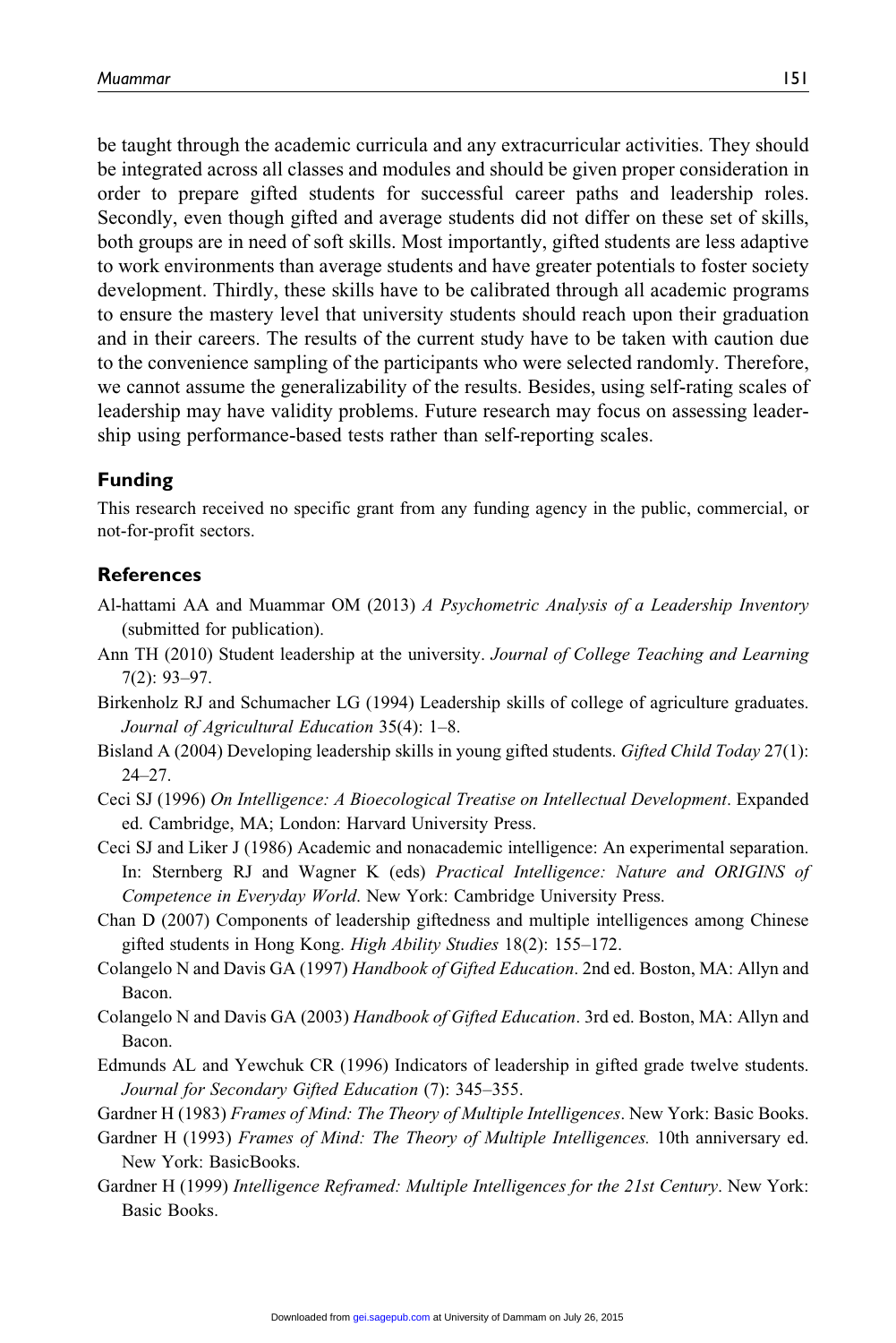be taught through the academic curricula and any extracurricular activities. They should be integrated across all classes and modules and should be given proper consideration in order to prepare gifted students for successful career paths and leadership roles. Secondly, even though gifted and average students did not differ on these set of skills, both groups are in need of soft skills. Most importantly, gifted students are less adaptive to work environments than average students and have greater potentials to foster society development. Thirdly, these skills have to be calibrated through all academic programs to ensure the mastery level that university students should reach upon their graduation and in their careers. The results of the current study have to be taken with caution due to the convenience sampling of the participants who were selected randomly. Therefore, we cannot assume the generalizability of the results. Besides, using self-rating scales of leadership may have validity problems. Future research may focus on assessing leadership using performance-based tests rather than self-reporting scales.

## Funding

This research received no specific grant from any funding agency in the public, commercial, or not-for-profit sectors.

## References

Al-hattami AA and Muammar OM (2013) *A Psychometric Analysis of a Leadership Inventory* (submitted for publication).

Ann TH (2010) Student leadership at the university. *Journal of College Teaching and Learning* 7(2): 93–97.

Birkenholz RJ and Schumacher LG (1994) Leadership skills of college of agriculture graduates. *Journal of Agricultural Education* 35(4): 1–8.

Bisland A (2004) Developing leadership skills in young gifted students. *Gifted Child Today* 27(1): 24–27.

Ceci SJ (1996) *On Intelligence: A Bioecological Treatise on Intellectual Development*. Expanded ed. Cambridge, MA; London: Harvard University Press.

Ceci SJ and Liker J (1986) Academic and nonacademic intelligence: An experimental separation. In: Sternberg RJ and Wagner K (eds) *Practical Intelligence: Nature and ORIGINS of Competence in Everyday World*. New York: Cambridge University Press.

Chan D (2007) Components of leadership giftedness and multiple intelligences among Chinese gifted students in Hong Kong. *High Ability Studies* 18(2): 155–172.

Colangelo N and Davis GA (1997) *Handbook of Gifted Education*. 2nd ed. Boston, MA: Allyn and Bacon.

Colangelo N and Davis GA (2003) *Handbook of Gifted Education*. 3rd ed. Boston, MA: Allyn and Bacon.

Edmunds AL and Yewchuk CR (1996) Indicators of leadership in gifted grade twelve students. *Journal for Secondary Gifted Education* (7): 345–355.

Gardner H (1983) *Frames of Mind: The Theory of Multiple Intelligences*. New York: Basic Books.

Gardner H (1993) *Frames of Mind: The Theory of Multiple Intelligences.* 10th anniversary ed. New York: BasicBooks.

Gardner H (1999) *Intelligence Reframed: Multiple Intelligences for the 21st Century*. New York: Basic Books.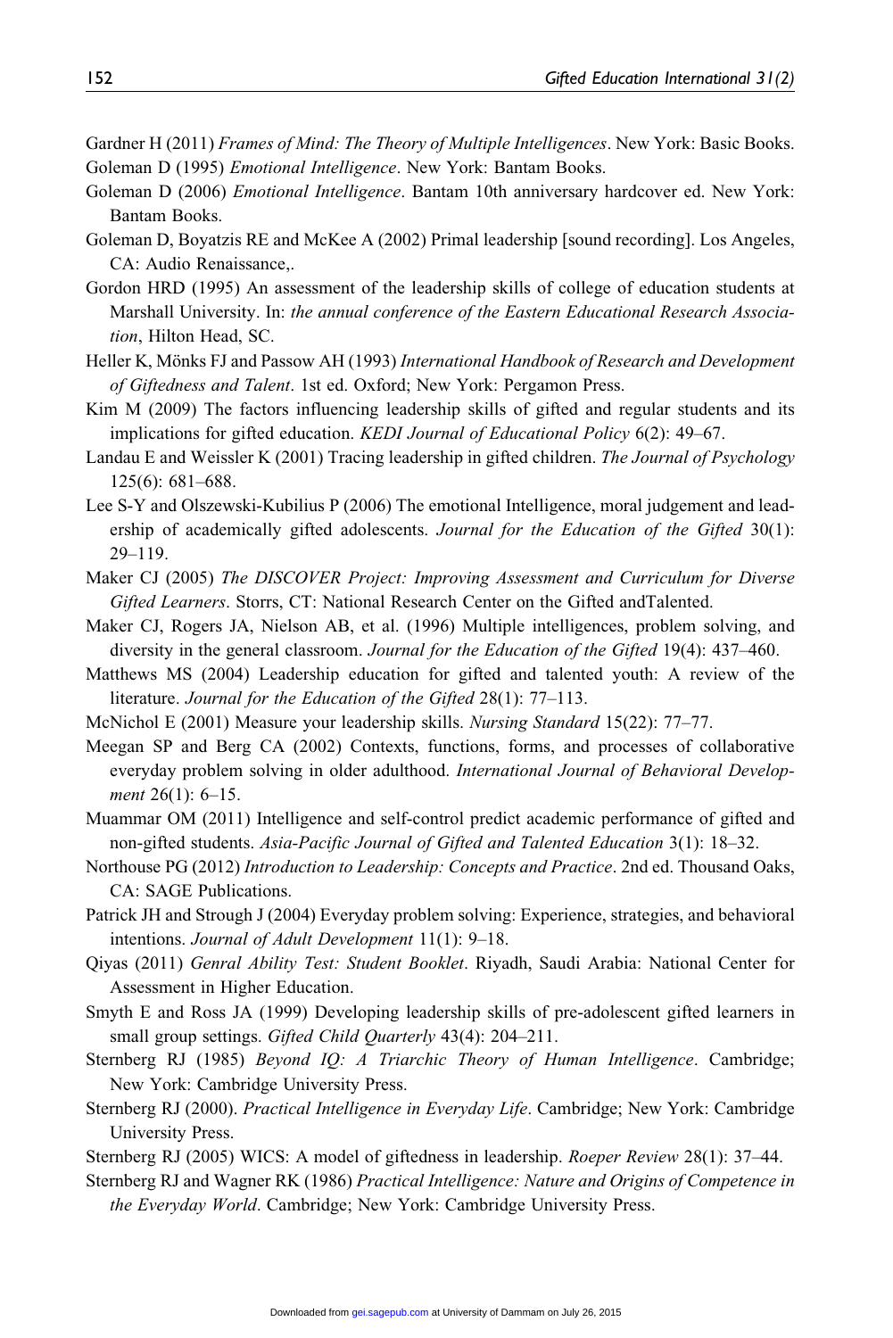Gardner H (2011) *Frames of Mind: The Theory of Multiple Intelligences*. New York: Basic Books.

Goleman D (1995) *Emotional Intelligence*. New York: Bantam Books.

Goleman D (2006) *Emotional Intelligence*. Bantam 10th anniversary hardcover ed. New York: Bantam Books.

Goleman D, Boyatzis RE and McKee A (2002) Primal leadership [sound recording]. Los Angeles, CA: Audio Renaissance,.

Gordon HRD (1995) An assessment of the leadership skills of college of education students at Marshall University. In: *the annual conference of the Eastern Educational Research Association*, Hilton Head, SC.

Heller K, Mönks FJ and Passow AH (1993) *International Handbook of Research and Development of Giftedness and Talent*. 1st ed. Oxford; New York: Pergamon Press.

Kim M (2009) The factors influencing leadership skills of gifted and regular students and its implications for gifted education. *KEDI Journal of Educational Policy* 6(2): 49–67.

Landau E and Weissler K (2001) Tracing leadership in gifted children. *The Journal of Psychology* 125(6): 681–688.

Lee S-Y and Olszewski-Kubilius P (2006) The emotional Intelligence, moral judgement and leadership of academically gifted adolescents. *Journal for the Education of the Gifted* 30(1): 29–119.

Maker CJ (2005) *The DISCOVER Project: Improving Assessment and Curriculum for Diverse Gifted Learners*. Storrs, CT: National Research Center on the Gifted andTalented.

Maker CJ, Rogers JA, Nielson AB, et al. (1996) Multiple intelligences, problem solving, and diversity in the general classroom. *Journal for the Education of the Gifted* 19(4): 437–460.

Matthews MS (2004) Leadership education for gifted and talented youth: A review of the literature. *Journal for the Education of the Gifted* 28(1): 77–113.

McNichol E (2001) Measure your leadership skills. *Nursing Standard* 15(22): 77–77.

Meegan SP and Berg CA (2002) Contexts, functions, forms, and processes of collaborative everyday problem solving in older adulthood. *International Journal of Behavioral Development* 26(1): 6–15.

Muammar OM (2011) Intelligence and self-control predict academic performance of gifted and non-gifted students. *Asia-Pacific Journal of Gifted and Talented Education* 3(1): 18–32.

Northouse PG (2012) *Introduction to Leadership: Concepts and Practice*. 2nd ed. Thousand Oaks, CA: SAGE Publications.

Patrick JH and Strough J (2004) Everyday problem solving: Experience, strategies, and behavioral intentions. *Journal of Adult Development* 11(1): 9–18.

Qiyas (2011) *Genral Ability Test: Student Booklet*. Riyadh, Saudi Arabia: National Center for Assessment in Higher Education.

Smyth E and Ross JA (1999) Developing leadership skills of pre-adolescent gifted learners in small group settings. *Gifted Child Quarterly* 43(4): 204–211.

Sternberg RJ (1985) *Beyond IQ: A Triarchic Theory of Human Intelligence*. Cambridge; New York: Cambridge University Press.

Sternberg RJ (2000). *Practical Intelligence in Everyday Life*. Cambridge; New York: Cambridge University Press.

Sternberg RJ (2005) WICS: A model of giftedness in leadership. *Roeper Review* 28(1): 37–44.

Sternberg RJ and Wagner RK (1986) *Practical Intelligence: Nature and Origins of Competence in the Everyday World*. Cambridge; New York: Cambridge University Press.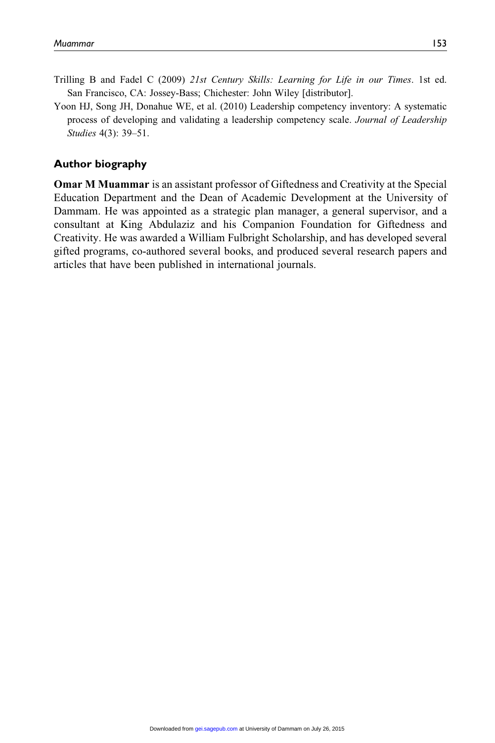Trilling B and Fadel C (2009) *21st Century Skills: Learning for Life in our Times*. 1st ed. San Francisco, CA: Jossey-Bass; Chichester: John Wiley [distributor].

Yoon HJ, Song JH, Donahue WE, et al. (2010) Leadership competency inventory: A systematic process of developing and validating a leadership competency scale. *Journal of Leadership Studies* 4(3): 39–51.

## Author biography

**Omar M Muammar** is an assistant professor of Giftedness and Creativity at the Special Education Department and the Dean of Academic Development at the University of Dammam. He was appointed as a strategic plan manager, a general supervisor, and a consultant at King Abdulaziz and his Companion Foundation for Giftedness and Creativity. He was awarded a William Fulbright Scholarship, and has developed several gifted programs, co-authored several books, and produced several research papers and articles that have been published in international journals.